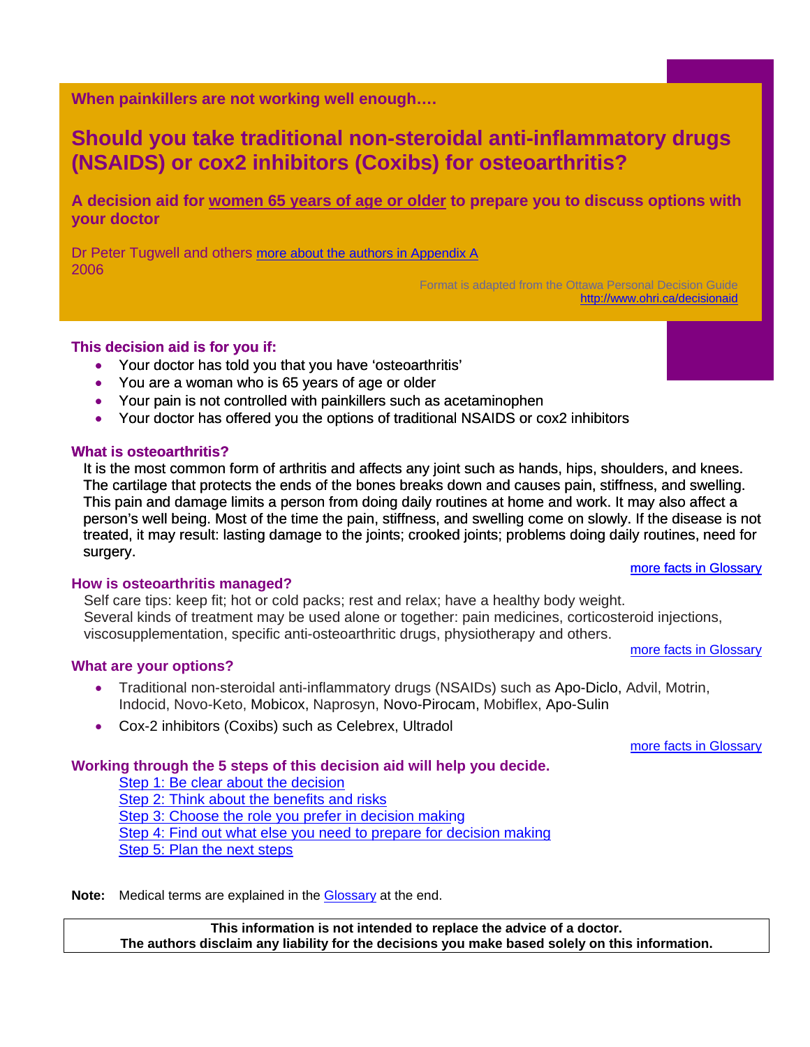**When painkillers are not working well enough….**

# Should you take traditional non-steroidal anti-inflammatory drugs (NSAIDS) or cox2 inhibitors (Coxibs) for osteoarthritis?

### A decision aid for women 65 years of age or older to prepare you to discuss options with your doctor

Dr Peter Tugwell and others more about the authors in Appendix A
2006

Format is adapted from the Ottawa Personal Decision Guide
http://www.ohri.ca/decisionaid

### This decision aid is for you if:

- Your doctor has told you that you have 'osteoarthritis'
- You are a woman who is 65 years of age or older
- Your pain is not controlled with painkillers such as acetaminophen
- Your doctor has offered you the options of traditional NSAIDS or cox2 inhibitors

### What is osteoarthritis?

It is the most common form of arthritis and affects any joint such as hands, hips, shoulders, and knees. The cartilage that protects the ends of the bones breaks down and causes pain, stiffness, and swelling. This pain and damage limits a person from doing daily routines at home and work. It may also affect a person's well being. Most of the time the pain, stiffness, and swelling come on slowly. If the disease is not treated, it may result: lasting damage to the joints; crooked joints; problems doing daily routines, need for surgery.

more facts in Glossary

### How is osteoarthritis managed?

Self care tips: keep fit; hot or cold packs; rest and relax; have a healthy body weight.
Several kinds of treatment may be used alone or together: pain medicines, corticosteroid injections, viscosupplementation, specific anti-osteoarthritic drugs, physiotherapy and others.

more facts in Glossary

### What are your options?

- Traditional non-steroidal anti-inflammatory drugs (NSAIDs) such as Apo-Diclo, Advil, Motrin, Indocid, Novo-Keto, Mobicox, Naprosyn, Novo-Pirocam, Mobiflex, Apo-Sulin
- Cox-2 inhibitors (Coxibs) such as Celebrex, Ultradol

more facts in Glossary

### Working through the 5 steps of this decision aid will help you decide.

- Step 1: Be clear about the decision
- Step 2: Think about the benefits and risks
- Step 3: Choose the role you prefer in decision making
- Step 4: Find out what else you need to prepare for decision making
- Step 5: Plan the next steps

**Note:** Medical terms are explained in the Glossary at the end.

**This information is not intended to replace the advice of a doctor.**
**The authors disclaim any liability for the decisions you make based solely on this information.**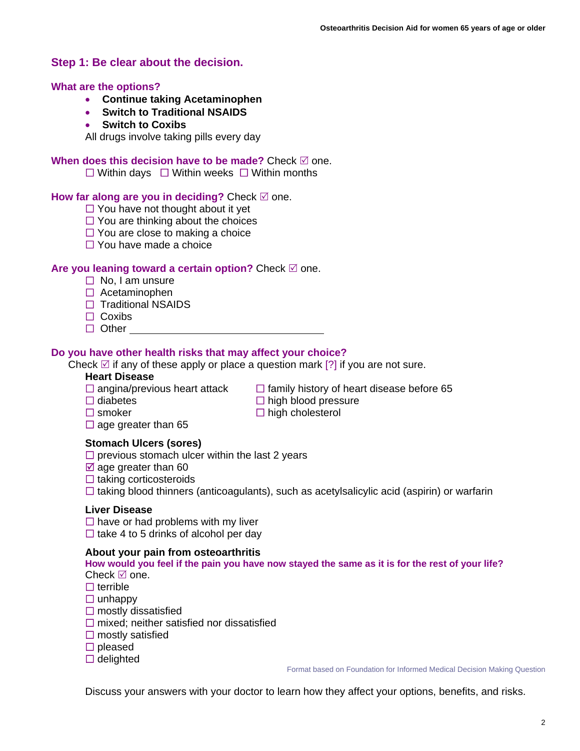## Step 1: Be clear about the decision.

### What are the options?

- **Continue taking Acetaminophen**
- **Switch to Traditional NSAIDS**
- **Switch to Coxibs**

All drugs involve taking pills every day

**When does this decision have to be made?** Check ☑ one.

☐ Within days ☐ Within weeks ☐ Within months

**How far along are you in deciding?** Check ☑ one.

☐ You have not thought about it yet
☐ You are thinking about the choices
☐ You are close to making a choice
☐ You have made a choice

**Are you leaning toward a certain option?** Check ☑ one.

☐ No, I am unsure
☐ Acetaminophen
☐ Traditional NSAIDS
☐ Coxibs
☐ Other ______________________________

**Do you have other health risks that may affect your choice?**

Check ☑ if any of these apply or place a question mark [?] if you are not sure.

**Heart Disease**

☐ angina/previous heart attack
☐ diabetes
☐ smoker
☐ age greater than 65
☐ family history of heart disease before 65
☐ high blood pressure
☐ high cholesterol

**Stomach Ulcers (sores)**

☐ previous stomach ulcer within the last 2 years
☑ age greater than 60
☐ taking corticosteroids
☐ taking blood thinners (anticoagulants), such as acetylsalicylic acid (aspirin) or warfarin

**Liver Disease**

☐ have or had problems with my liver
☐ take 4 to 5 drinks of alcohol per day

**About your pain from osteoarthritis**

**How would you feel if the pain you have now stayed the same as it is for the rest of your life?**

Check ☑ one.

☐ terrible
☐ unhappy
☐ mostly dissatisfied
☐ mixed; neither satisfied nor dissatisfied
☐ mostly satisfied
☐ pleased
☐ delighted

Format based on Foundation for Informed Medical Decision Making Question

Discuss your answers with your doctor to learn how they affect your options, benefits, and risks.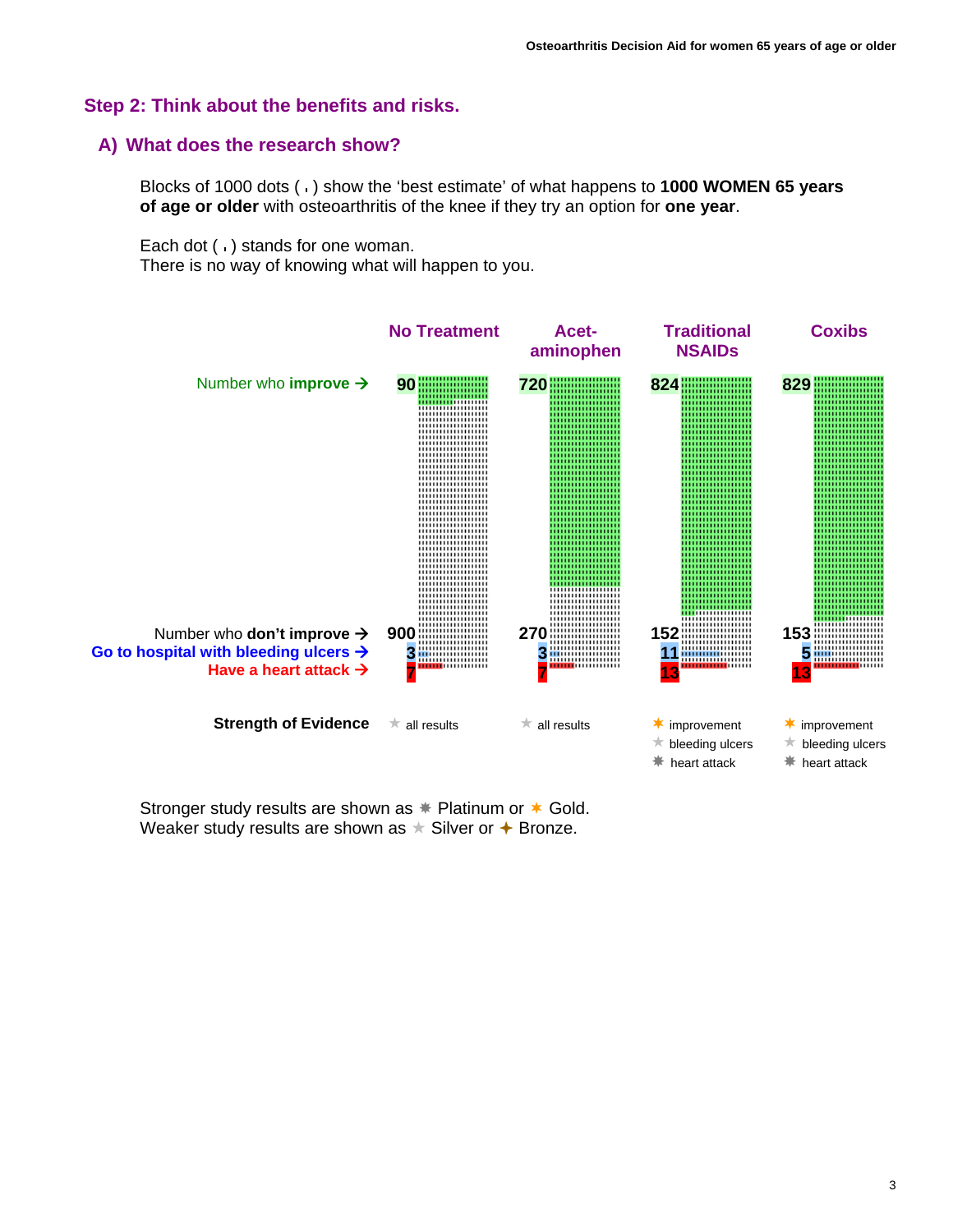## Step 2: Think about the benefits and risks.

### A) What does the research show?

Blocks of 1000 dots ( **.** ) show the 'best estimate' of what happens to **1000 WOMEN 65 years of age or older** with osteoarthritis of the knee if they try an option for **one year**.

Each dot ( **.** ) stands for one woman.
There is no way of knowing what will happen to you.

| | No Treatment | Acet-aminophen | Traditional NSAIDs | Coxibs |
|---|---|---|---|---|
| Number who **improve** → | 90 | 720 | 824 | 829 |
| Number who **don't improve** → | 900 | 270 | 152 | 153 |
| **Go to hospital with bleeding ulcers** → | 3 | 3 | 11 | 5 |
| **Have a heart attack** → | 7 | 7 | 13 | 13 |
| **Strength of Evidence** | ★ all results | ★ all results | ✶ improvement<br>★ bleeding ulcers<br>✸ heart attack | ✶ improvement<br>★ bleeding ulcers<br>✸ heart attack |

Stronger study results are shown as ✸ Platinum or ✶ Gold.
Weaker study results are shown as ★ Silver or ✦ Bronze.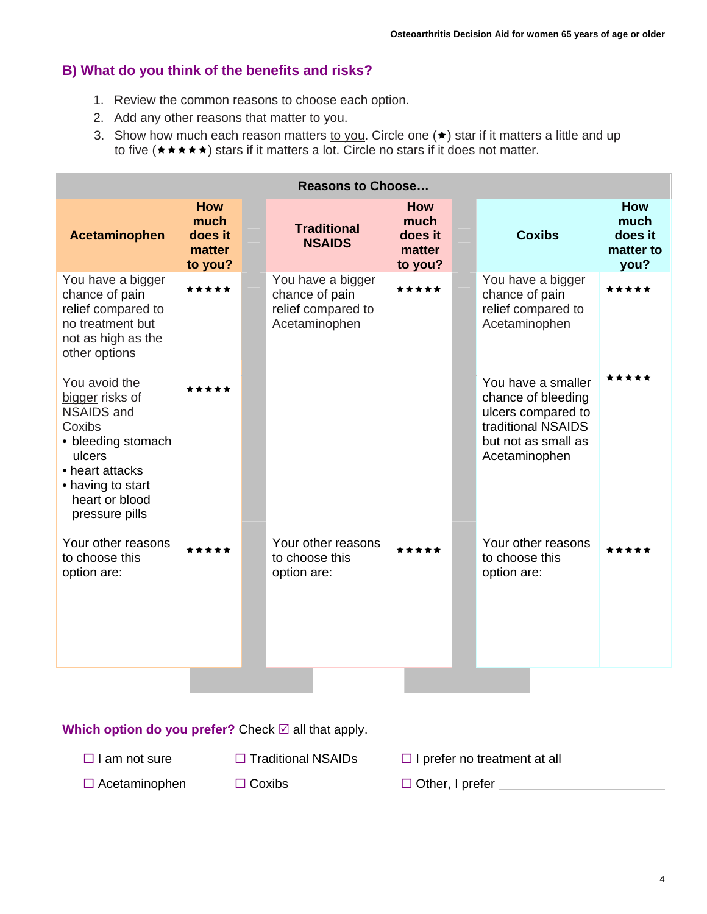## B) What do you think of the benefits and risks?

1. Review the common reasons to choose each option.
2. Add any other reasons that matter to you.
3. Show how much each reason matters to you. Circle one (★) star if it matters a little and up to five (★★★★★) stars if it matters a lot. Circle no stars if it does not matter.

| Reasons to Choose… | | | | | |
|---|---|---|---|---|---|
| **Acetaminophen** | **How much does it matter to you?** | **Traditional NSAIDS** | **How much does it matter to you?** | **Coxibs** | **How much does it matter to you?** |
| You have a bigger chance of pain relief compared to no treatment but not as high as the other options | ★★★★★ | You have a bigger chance of pain relief compared to Acetaminophen | ★★★★★ | You have a bigger chance of pain relief compared to Acetaminophen | ★★★★★ |
| You avoid the bigger risks of NSAIDS and Coxibs<br>• bleeding stomach ulcers<br>• heart attacks<br>• having to start heart or blood pressure pills | ★★★★★ | | | You have a smaller chance of bleeding ulcers compared to traditional NSAIDS but not as small as Acetaminophen | ★★★★★ |
| Your other reasons to choose this option are: | ★★★★★ | Your other reasons to choose this option are: | ★★★★★ | Your other reasons to choose this option are: | ★★★★★ |

**Which option do you prefer?** Check ☑ all that apply.

☐ I am not sure  
☐ Traditional NSAIDs  
☐ I prefer no treatment at all  
☐ Acetaminophen  
☐ Coxibs  
☐ Other, I prefer ______________________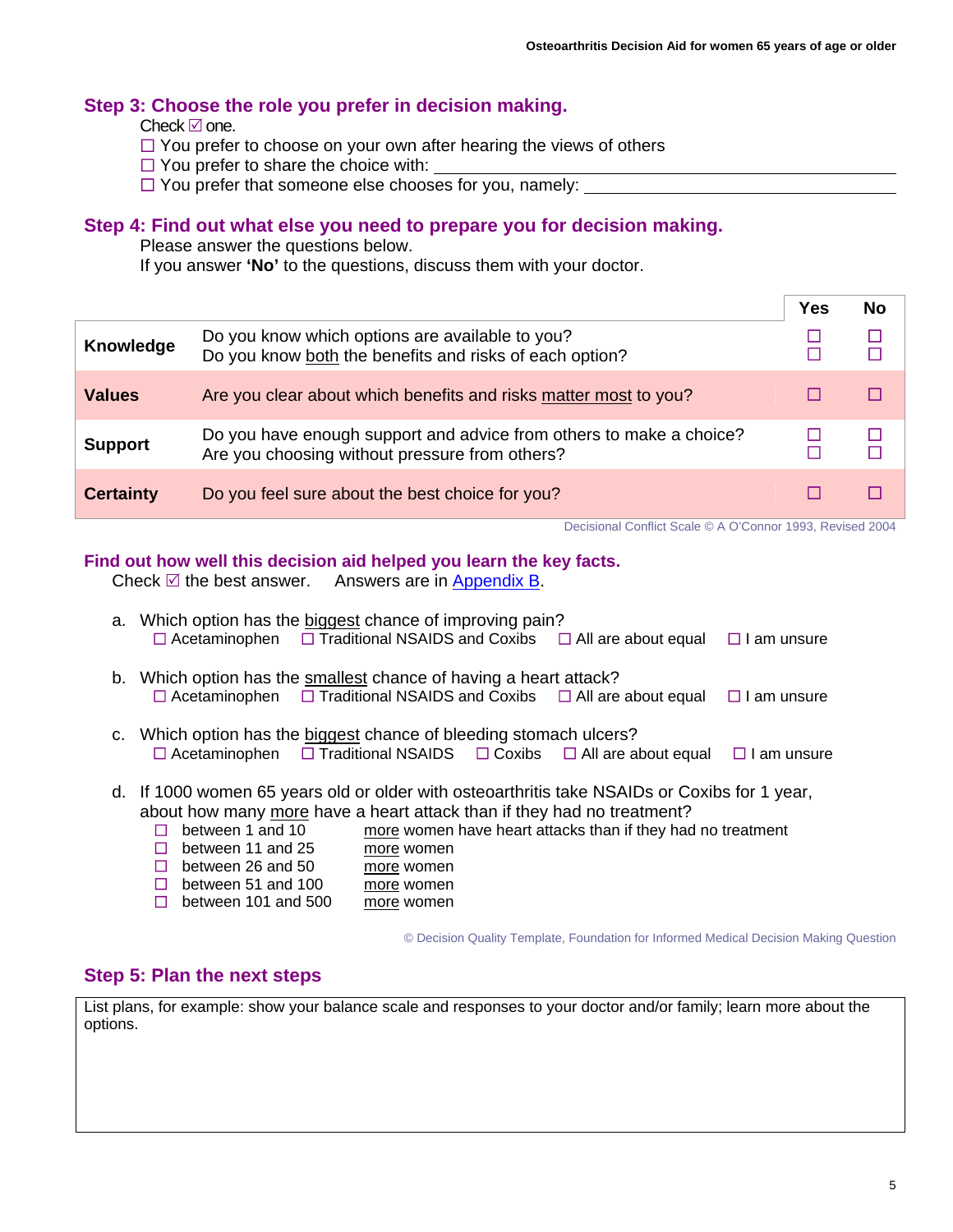## Step 3: Choose the role you prefer in decision making.

Check ☑ one.

☐ You prefer to choose on your own after hearing the views of others
☐ You prefer to share the choice with: ____________________
☐ You prefer that someone else chooses for you, namely: ____________________

## Step 4: Find out what else you need to prepare you for decision making.

Please answer the questions below.
If you answer **'No'** to the questions, discuss them with your doctor.

| | | Yes | No |
|---|---|---|---|
| **Knowledge** | Do you know which options are available to you?<br>Do you know both the benefits and risks of each option? | ☐<br>☐ | ☐<br>☐ |
| **Values** | Are you clear about which benefits and risks matter most to you? | ☐ | ☐ |
| **Support** | Do you have enough support and advice from others to make a choice?<br>Are you choosing without pressure from others? | ☐<br>☐ | ☐<br>☐ |
| **Certainty** | Do you feel sure about the best choice for you? | ☐ | ☐ |

Decisional Conflict Scale © A O'Connor 1993, Revised 2004

## Find out how well this decision aid helped you learn the key facts.

Check ☑ the best answer. Answers are in Appendix B.

a. Which option has the biggest chance of improving pain?
☐ Acetaminophen ☐ Traditional NSAIDS and Coxibs ☐ All are about equal ☐ I am unsure

b. Which option has the smallest chance of having a heart attack?
☐ Acetaminophen ☐ Traditional NSAIDS and Coxibs ☐ All are about equal ☐ I am unsure

c. Which option has the biggest chance of bleeding stomach ulcers?
☐ Acetaminophen ☐ Traditional NSAIDS ☐ Coxibs ☐ All are about equal ☐ I am unsure

d. If 1000 women 65 years old or older with osteoarthritis take NSAIDs or Coxibs for 1 year, about how many more have a heart attack than if they had no treatment?
☐ between 1 and 10 more women have heart attacks than if they had no treatment
☐ between 11 and 25 more women
☐ between 26 and 50 more women
☐ between 51 and 100 more women
☐ between 101 and 500 more women

© Decision Quality Template, Foundation for Informed Medical Decision Making Question

## Step 5: Plan the next steps

List plans, for example: show your balance scale and responses to your doctor and/or family; learn more about the options.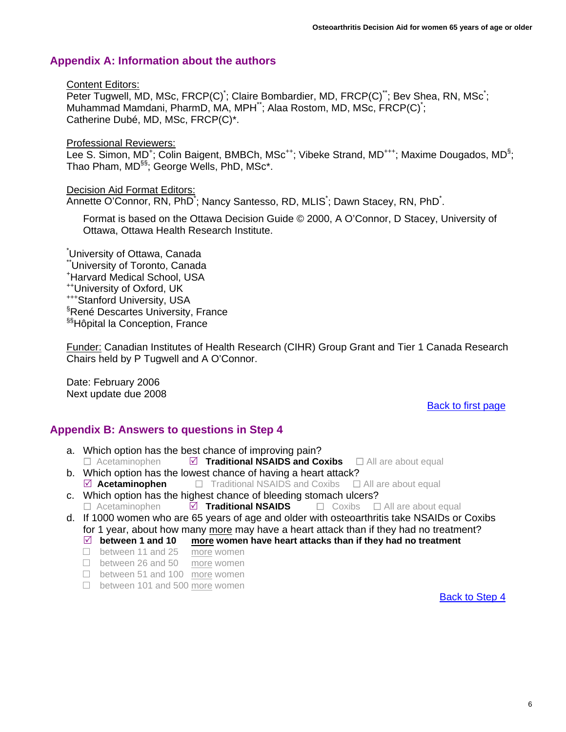## Appendix A: Information about the authors

Content Editors:
Peter Tugwell, MD, MSc, FRCP(C)[*]; Claire Bombardier, MD, FRCP(C)[**]; Bev Shea, RN, MSc[*]; Muhammad Mamdani, PharmD, MA, MPH[**]; Alaa Rostom, MD, MSc, FRCP(C)[*]; Catherine Dubé, MD, MSc, FRCP(C)*.

Professional Reviewers:
Lee S. Simon, MD[+]; Colin Baigent, BMBCh, MSc[++]; Vibeke Strand, MD[+++]; Maxime Dougados, MD[§]; Thao Pham, MD[§§]; George Wells, PhD, MSc*.

Decision Aid Format Editors:
Annette O'Connor, RN, PhD[*]; Nancy Santesso, RD, MLIS[*]; Dawn Stacey, RN, PhD[*].

Format is based on the Ottawa Decision Guide © 2000, A O'Connor, D Stacey, University of Ottawa, Ottawa Health Research Institute.

[*]University of Ottawa, Canada
[**]University of Toronto, Canada
[+]Harvard Medical School, USA
[++]University of Oxford, UK
[+++]Stanford University, USA
[§]René Descartes University, France
[§§]Hôpital la Conception, France

Funder: Canadian Institutes of Health Research (CIHR) Group Grant and Tier 1 Canada Research Chairs held by P Tugwell and A O'Connor.

Date: February 2006
Next update due 2008

Back to first page

## Appendix B: Answers to questions in Step 4

a. Which option has the best chance of improving pain?
   ☐ Acetaminophen ☑ **Traditional NSAIDS and Coxibs** ☐ All are about equal
b. Which option has the lowest chance of having a heart attack?
   ☑ **Acetaminophen** ☐ Traditional NSAIDS and Coxibs ☐ All are about equal
c. Which option has the highest chance of bleeding stomach ulcers?
   ☐ Acetaminophen ☑ **Traditional NSAIDS** ☐ Coxibs ☐ All are about equal
d. If 1000 women who are 65 years of age and older with osteoarthritis take NSAIDs or Coxibs for 1 year, about how many more may have a heart attack than if they had no treatment?
   - ☑ **between 1 and 10 more women have heart attacks than if they had no treatment**
   - ☐ between 11 and 25 more women
   - ☐ between 26 and 50 more women
   - ☐ between 51 and 100 more women
   - ☐ between 101 and 500 more women

Back to Step 4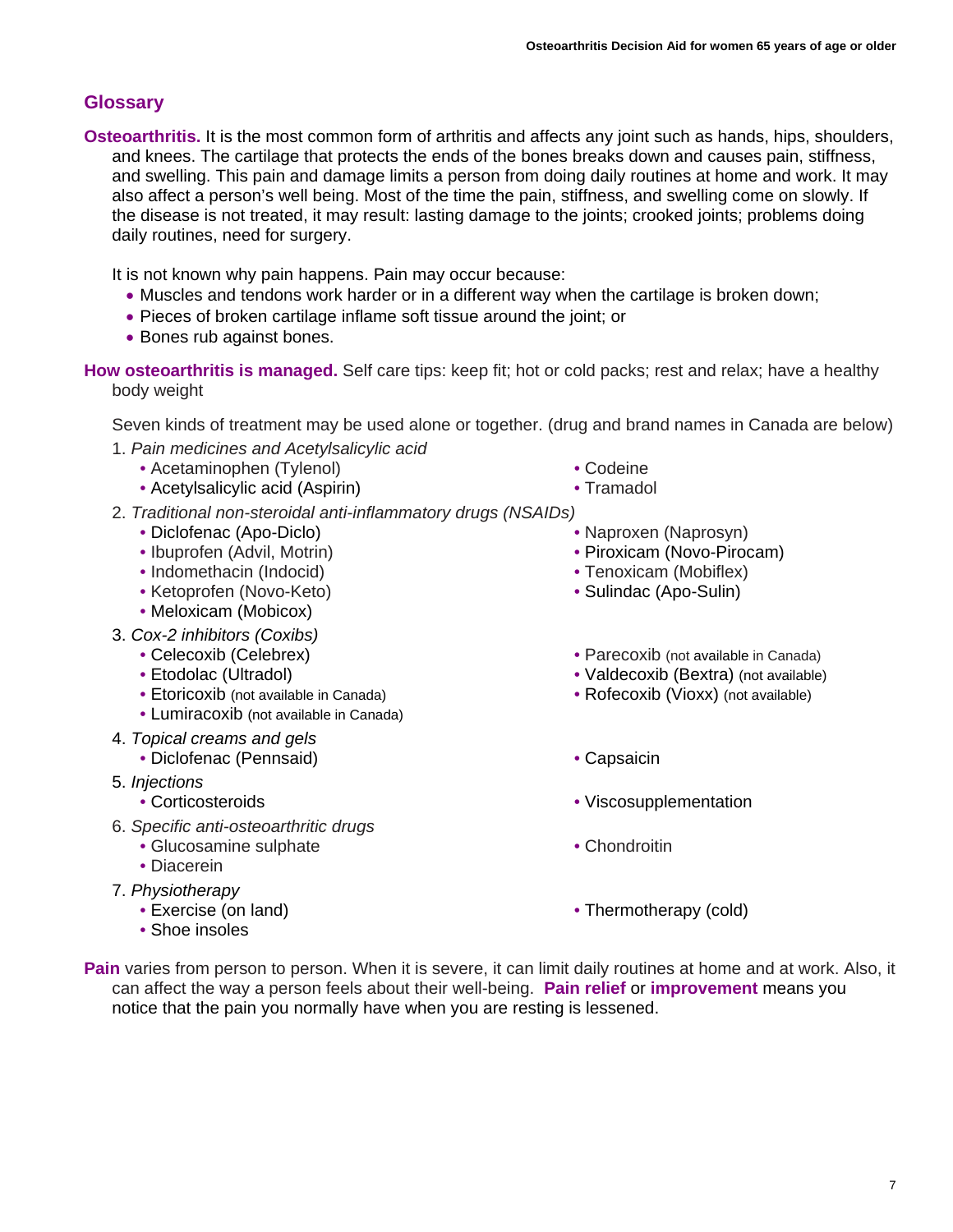## Glossary

**Osteoarthritis.** It is the most common form of arthritis and affects any joint such as hands, hips, shoulders, and knees. The cartilage that protects the ends of the bones breaks down and causes pain, stiffness, and swelling. This pain and damage limits a person from doing daily routines at home and work. It may also affect a person's well being. Most of the time the pain, stiffness, and swelling come on slowly. If the disease is not treated, it may result: lasting damage to the joints; crooked joints; problems doing daily routines, need for surgery.

It is not known why pain happens. Pain may occur because:

- Muscles and tendons work harder or in a different way when the cartilage is broken down;
- Pieces of broken cartilage inflame soft tissue around the joint; or
- Bones rub against bones.

**How osteoarthritis is managed.** Self care tips: keep fit; hot or cold packs; rest and relax; have a healthy body weight

Seven kinds of treatment may be used alone or together. (drug and brand names in Canada are below)

1. *Pain medicines and Acetylsalicylic acid*
   - Acetaminophen (Tylenol)
   - Acetylsalicylic acid (Aspirin)
   - Codeine
   - Tramadol
2. *Traditional non-steroidal anti-inflammatory drugs (NSAIDs)*
   - Diclofenac (Apo-Diclo)
   - Ibuprofen (Advil, Motrin)
   - Indomethacin (Indocid)
   - Ketoprofen (Novo-Keto)
   - Meloxicam (Mobicox)
   - Naproxen (Naprosyn)
   - Piroxicam (Novo-Pirocam)
   - Tenoxicam (Mobiflex)
   - Sulindac (Apo-Sulin)
3. *Cox-2 inhibitors (Coxibs)*
   - Celecoxib (Celebrex)
   - Etodolac (Ultradol)
   - Etoricoxib (not available in Canada)
   - Lumiracoxib (not available in Canada)
   - Parecoxib (not available in Canada)
   - Valdecoxib (Bextra) (not available)
   - Rofecoxib (Vioxx) (not available)
4. *Topical creams and gels*
   - Diclofenac (Pennsaid)
   - Capsaicin
5. *Injections*
   - Corticosteroids
   - Viscosupplementation
6. *Specific anti-osteoarthritic drugs*
   - Glucosamine sulphate
   - Diacerein
   - Chondroitin
7. *Physiotherapy*
   - Exercise (on land)
   - Shoe insoles
   - Thermotherapy (cold)

**Pain** varies from person to person. When it is severe, it can limit daily routines at home and at work. Also, it can affect the way a person feels about their well-being. **Pain relief** or **improvement** means you notice that the pain you normally have when you are resting is lessened.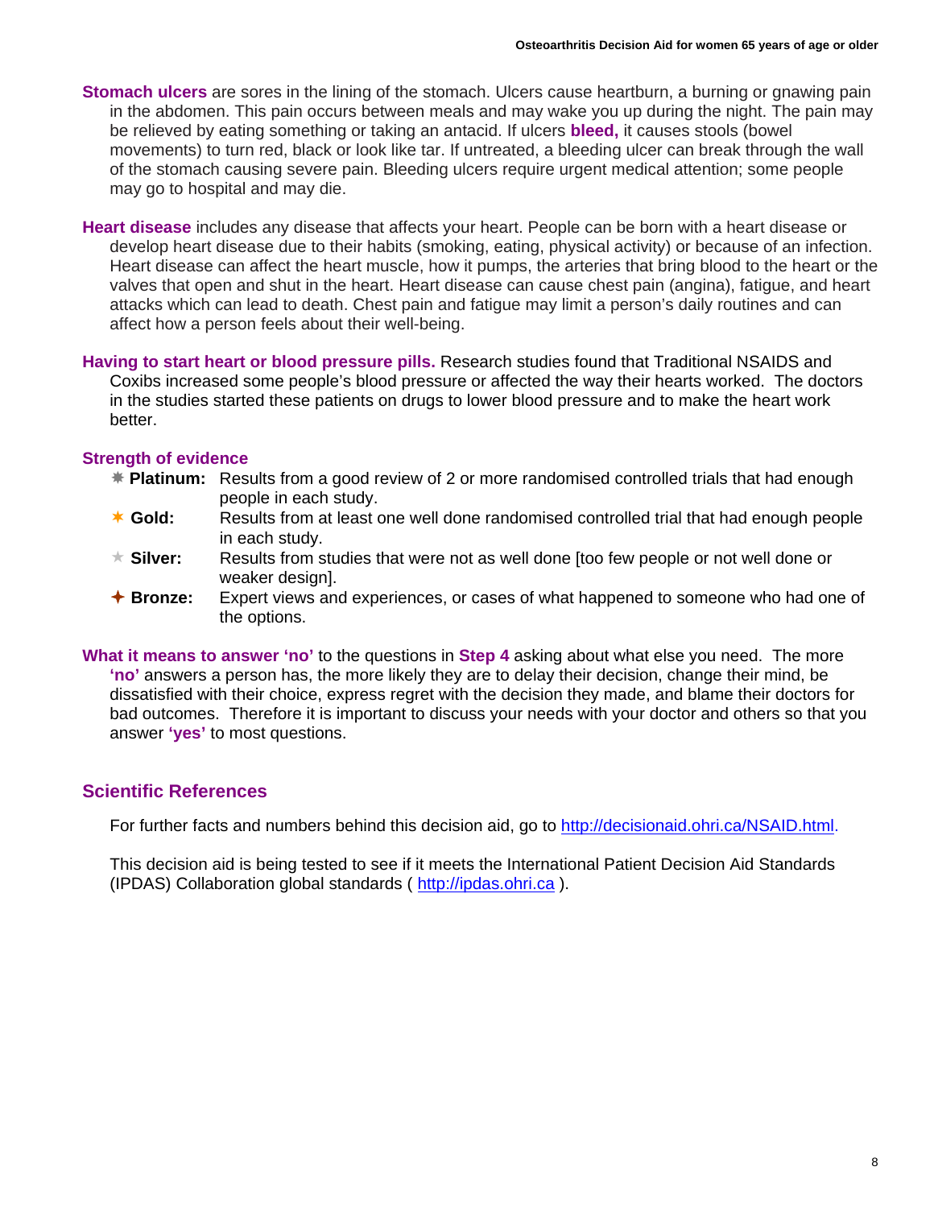**Stomach ulcers** are sores in the lining of the stomach. Ulcers cause heartburn, a burning or gnawing pain in the abdomen. This pain occurs between meals and may wake you up during the night. The pain may be relieved by eating something or taking an antacid. If ulcers **bleed,** it causes stools (bowel movements) to turn red, black or look like tar. If untreated, a bleeding ulcer can break through the wall of the stomach causing severe pain. Bleeding ulcers require urgent medical attention; some people may go to hospital and may die.

**Heart disease** includes any disease that affects your heart. People can be born with a heart disease or develop heart disease due to their habits (smoking, eating, physical activity) or because of an infection. Heart disease can affect the heart muscle, how it pumps, the arteries that bring blood to the heart or the valves that open and shut in the heart. Heart disease can cause chest pain (angina), fatigue, and heart attacks which can lead to death. Chest pain and fatigue may limit a person's daily routines and can affect how a person feels about their well-being.

**Having to start heart or blood pressure pills.** Research studies found that Traditional NSAIDS and Coxibs increased some people's blood pressure or affected the way their hearts worked. The doctors in the studies started these patients on drugs to lower blood pressure and to make the heart work better.

**Strength of evidence**

- ✸ **Platinum:** Results from a good review of 2 or more randomised controlled trials that had enough people in each study.
- ✶ **Gold:** Results from at least one well done randomised controlled trial that had enough people in each study.
- ★ **Silver:** Results from studies that were not as well done [too few people or not well done or weaker design].
- ✦ **Bronze:** Expert views and experiences, or cases of what happened to someone who had one of the options.

**What it means to answer 'no'** to the questions in **Step 4** asking about what else you need. The more **'no'** answers a person has, the more likely they are to delay their decision, change their mind, be dissatisfied with their choice, express regret with the decision they made, and blame their doctors for bad outcomes. Therefore it is important to discuss your needs with your doctor and others so that you answer **'yes'** to most questions.

## Scientific References

For further facts and numbers behind this decision aid, go to http://decisionaid.ohri.ca/NSAID.html.

This decision aid is being tested to see if it meets the International Patient Decision Aid Standards (IPDAS) Collaboration global standards ( http://ipdas.ohri.ca ).